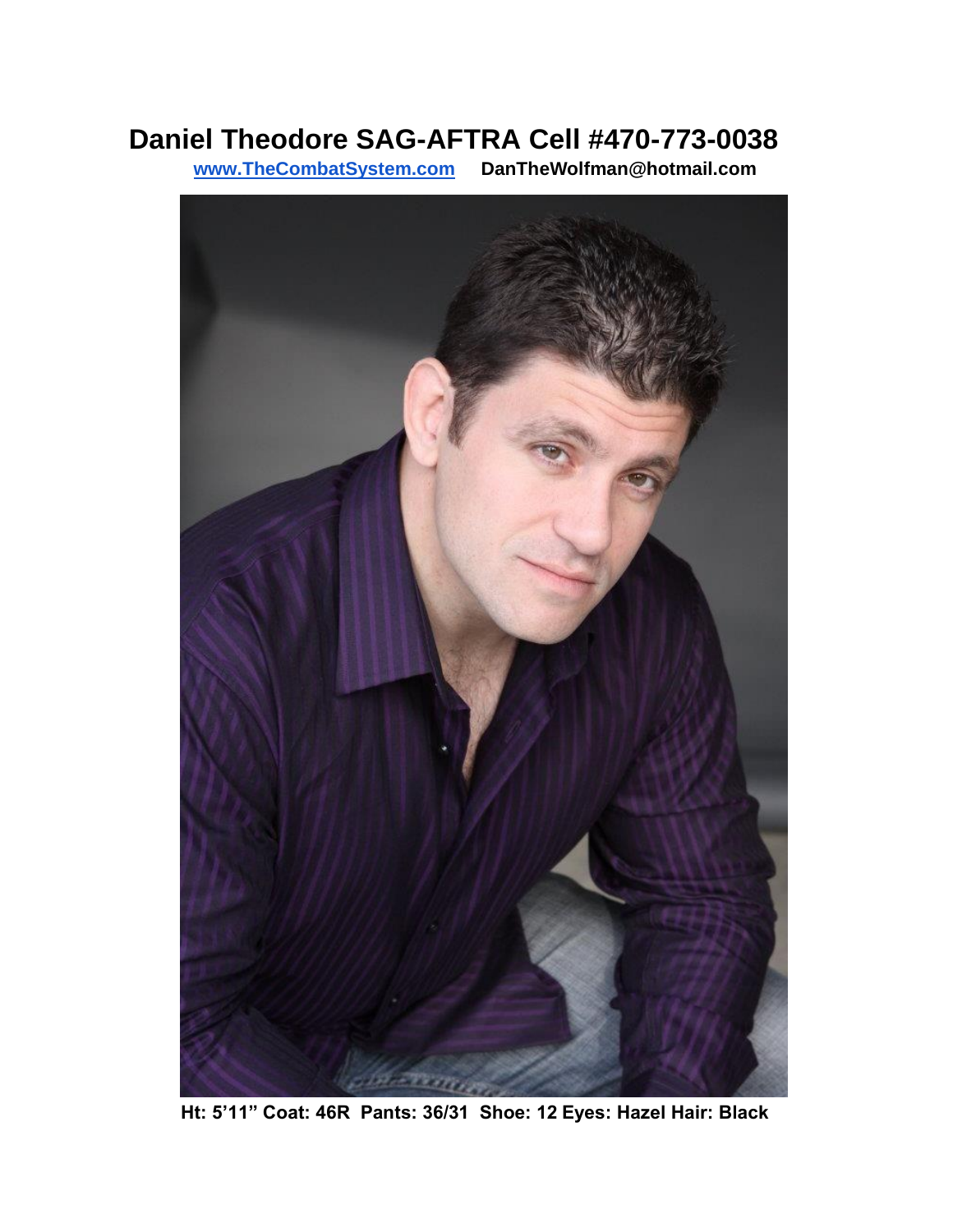# Daniel Theodore SAG-AFTRA Cell #470-773-0038

**www.TheCombatSystem.com** **DanTheWolfman@hotmail.com**

**Ht: 5'11" Coat: 46R Pants: 36/31 Shoe: 12 Eyes: Hazel Hair: Black**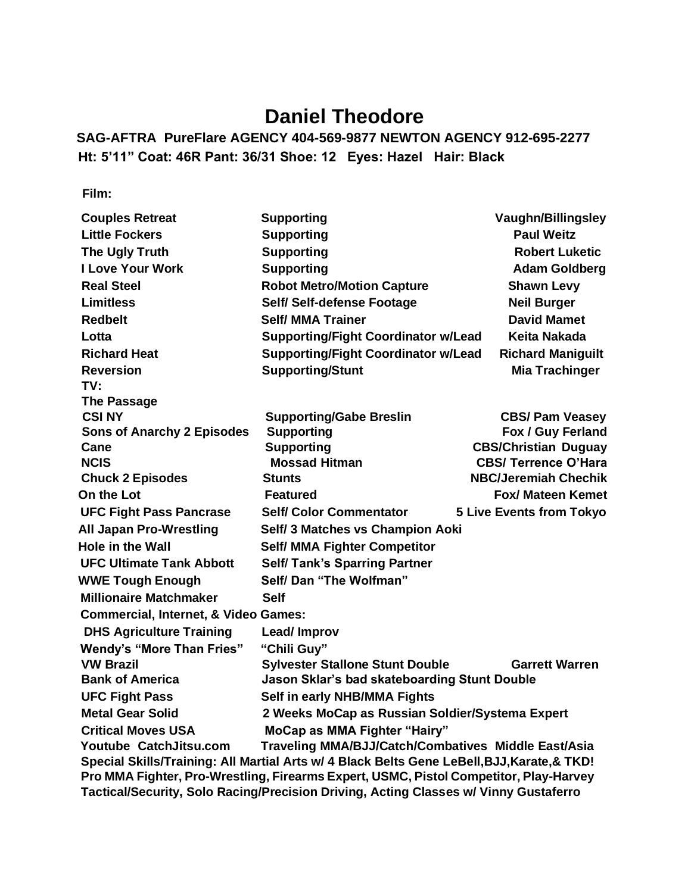# Daniel Theodore

**SAG-AFTRA PureFlare AGENCY 404-569-9877 NEWTON AGENCY 912-695-2277**

**Ht: 5'11" Coat: 46R Pant: 36/31 Shoe: 12 Eyes: Hazel Hair: Black**

**Film:**

| | | |
|---|---|---|
| **Couples Retreat** | **Supporting** | **Vaughn/Billingsley** |
| **Little Fockers** | **Supporting** | **Paul Weitz** |
| **The Ugly Truth** | **Supporting** | **Robert Luketic** |
| **I Love Your Work** | **Supporting** | **Adam Goldberg** |
| **Real Steel** | **Robot Metro/Motion Capture** | **Shawn Levy** |
| **Limitless** | **Self/ Self-defense Footage** | **Neil Burger** |
| **Redbelt** | **Self/ MMA Trainer** | **David Mamet** |
| **Lotta** | **Supporting/Fight Coordinator w/Lead** | **Keita Nakada** |
| **Richard Heat** | **Supporting/Fight Coordinator w/Lead** | **Richard Maniguilt** |
| **Reversion** | **Supporting/Stunt** | **Mia Trachinger** |

**TV:**

| | | |
|---|---|---|
| **The Passage** | | |
| **CSI NY** | **Supporting/Gabe Breslin** | **CBS/ Pam Veasey** |
| **Sons of Anarchy 2 Episodes** | **Supporting** | **Fox / Guy Ferland** |
| **Cane** | **Supporting** | **CBS/Christian Duguay** |
| **NCIS** | **Mossad Hitman** | **CBS/ Terrence O'Hara** |
| **Chuck 2 Episodes** | **Stunts** | **NBC/Jeremiah Chechik** |
| **On the Lot** | **Featured** | **Fox/ Mateen Kemet** |
| **UFC Fight Pass Pancrase** | **Self/ Color Commentator** | **5 Live Events from Tokyo** |
| **All Japan Pro-Wrestling** | **Self/ 3 Matches vs Champion Aoki** | |
| **Hole in the Wall** | **Self/ MMA Fighter Competitor** | |
| **UFC Ultimate Tank Abbott** | **Self/ Tank's Sparring Partner** | |
| **WWE Tough Enough** | **Self/ Dan "The Wolfman"** | |
| **Millionaire Matchmaker** | **Self** | |

**Commercial, Internet, & Video Games:**

| | | |
|---|---|---|
| **DHS Agriculture Training** | **Lead/ Improv** | |
| **Wendy's "More Than Fries"** | **"Chili Guy"** | |
| **VW Brazil** | **Sylvester Stallone Stunt Double** | **Garrett Warren** |
| **Bank of America** | **Jason Sklar's bad skateboarding Stunt Double** | |
| **UFC Fight Pass** | **Self in early NHB/MMA Fights** | |
| **Metal Gear Solid** | **2 Weeks MoCap as Russian Soldier/Systema Expert** | |
| **Critical Moves USA** | **MoCap as MMA Fighter "Hairy"** | |
| **Youtube CatchJitsu.com** | **Traveling MMA/BJJ/Catch/Combatives Middle East/Asia** | |

**Special Skills/Training: All Martial Arts w/ 4 Black Belts Gene LeBell,BJJ,Karate,& TKD! Pro MMA Fighter, Pro-Wrestling, Firearms Expert, USMC, Pistol Competitor, Play-Harvey Tactical/Security, Solo Racing/Precision Driving, Acting Classes w/ Vinny Gustaferro**